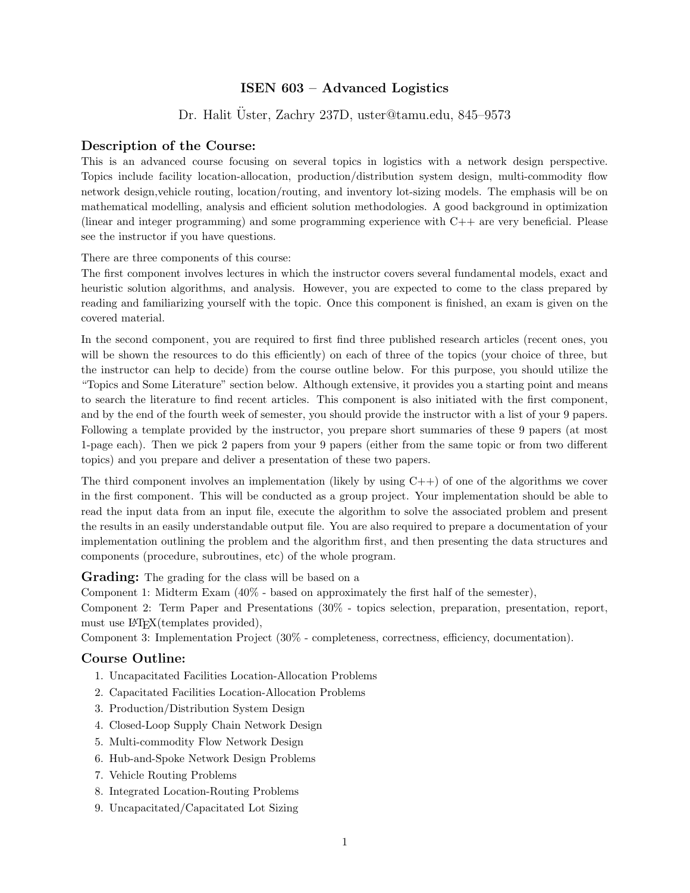# ISEN 603 – Advanced Logistics

Dr. Halit Üster, Zachry 237D, uster@tamu.edu, 845–9573

## Description of the Course:

This is an advanced course focusing on several topics in logistics with a network design perspective. Topics include facility location-allocation, production/distribution system design, multi-commodity flow network design,vehicle routing, location/routing, and inventory lot-sizing models. The emphasis will be on mathematical modelling, analysis and efficient solution methodologies. A good background in optimization (linear and integer programming) and some programming experience with C++ are very beneficial. Please see the instructor if you have questions.

There are three components of this course:

The first component involves lectures in which the instructor covers several fundamental models, exact and heuristic solution algorithms, and analysis. However, you are expected to come to the class prepared by reading and familiarizing yourself with the topic. Once this component is finished, an exam is given on the covered material.

In the second component, you are required to first find three published research articles (recent ones, you will be shown the resources to do this efficiently) on each of three of the topics (your choice of three, but the instructor can help to decide) from the course outline below. For this purpose, you should utilize the "Topics and Some Literature" section below. Although extensive, it provides you a starting point and means to search the literature to find recent articles. This component is also initiated with the first component, and by the end of the fourth week of semester, you should provide the instructor with a list of your 9 papers. Following a template provided by the instructor, you prepare short summaries of these 9 papers (at most 1-page each). Then we pick 2 papers from your 9 papers (either from the same topic or from two different topics) and you prepare and deliver a presentation of these two papers.

The third component involves an implementation (likely by using C++) of one of the algorithms we cover in the first component. This will be conducted as a group project. Your implementation should be able to read the input data from an input file, execute the algorithm to solve the associated problem and present the results in an easily understandable output file. You are also required to prepare a documentation of your implementation outlining the problem and the algorithm first, and then presenting the data structures and components (procedure, subroutines, etc) of the whole program.

## Grading: 

The grading for the class will be based on a

Component 1: Midterm Exam (40% - based on approximately the first half of the semester),

Component 2: Term Paper and Presentations (30% - topics selection, preparation, presentation, report, must use LaTeX(templates provided),

Component 3: Implementation Project (30% - completeness, correctness, efficiency, documentation).

## Course Outline:

1. Uncapacitated Facilities Location-Allocation Problems
2. Capacitated Facilities Location-Allocation Problems
3. Production/Distribution System Design
4. Closed-Loop Supply Chain Network Design
5. Multi-commodity Flow Network Design
6. Hub-and-Spoke Network Design Problems
7. Vehicle Routing Problems
8. Integrated Location-Routing Problems
9. Uncapacitated/Capacitated Lot Sizing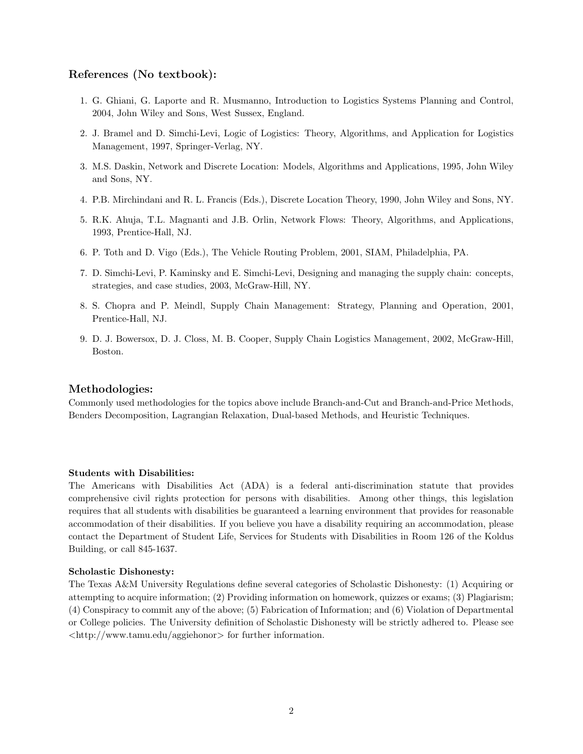### References (No textbook):

1. G. Ghiani, G. Laporte and R. Musmanno, Introduction to Logistics Systems Planning and Control, 2004, John Wiley and Sons, West Sussex, England.
2. J. Bramel and D. Simchi-Levi, Logic of Logistics: Theory, Algorithms, and Application for Logistics Management, 1997, Springer-Verlag, NY.
3. M.S. Daskin, Network and Discrete Location: Models, Algorithms and Applications, 1995, John Wiley and Sons, NY.
4. P.B. Mirchindani and R. L. Francis (Eds.), Discrete Location Theory, 1990, John Wiley and Sons, NY.
5. R.K. Ahuja, T.L. Magnanti and J.B. Orlin, Network Flows: Theory, Algorithms, and Applications, 1993, Prentice-Hall, NJ.
6. P. Toth and D. Vigo (Eds.), The Vehicle Routing Problem, 2001, SIAM, Philadelphia, PA.
7. D. Simchi-Levi, P. Kaminsky and E. Simchi-Levi, Designing and managing the supply chain: concepts, strategies, and case studies, 2003, McGraw-Hill, NY.
8. S. Chopra and P. Meindl, Supply Chain Management: Strategy, Planning and Operation, 2001, Prentice-Hall, NJ.
9. D. J. Bowersox, D. J. Closs, M. B. Cooper, Supply Chain Logistics Management, 2002, McGraw-Hill, Boston.

## Methodologies:

Commonly used methodologies for the topics above include Branch-and-Cut and Branch-and-Price Methods, Benders Decomposition, Lagrangian Relaxation, Dual-based Methods, and Heuristic Techniques.

**Students with Disabilities:**
The Americans with Disabilities Act (ADA) is a federal anti-discrimination statute that provides comprehensive civil rights protection for persons with disabilities. Among other things, this legislation requires that all students with disabilities be guaranteed a learning environment that provides for reasonable accommodation of their disabilities. If you believe you have a disability requiring an accommodation, please contact the Department of Student Life, Services for Students with Disabilities in Room 126 of the Koldus Building, or call 845-1637.

**Scholastic Dishonesty:**
The Texas A&M University Regulations define several categories of Scholastic Dishonesty: (1) Acquiring or attempting to acquire information; (2) Providing information on homework, quizzes or exams; (3) Plagiarism; (4) Conspiracy to commit any of the above; (5) Fabrication of Information; and (6) Violation of Departmental or College policies. The University definition of Scholastic Dishonesty will be strictly adhered to. Please see <http://www.tamu.edu/aggiehonor> for further information.